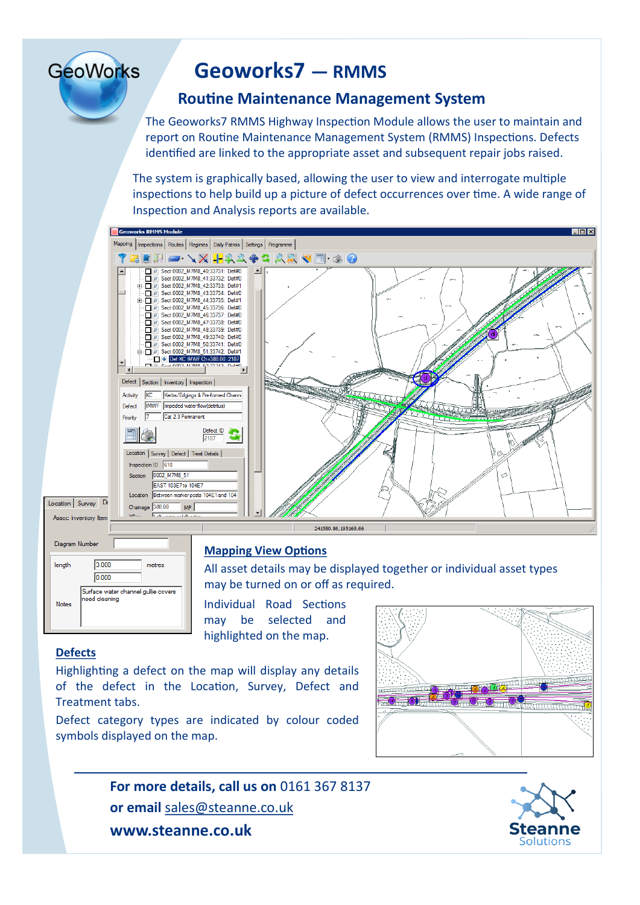# Geoworks7 — RMMS

## Routine Maintenance Management System

The Geoworks7 RMMS Highway Inspection Module allows the user to maintain and report on Routine Maintenance Management System (RMMS) Inspections. Defects identified are linked to the appropriate asset and subsequent repair jobs raised.

The system is graphically based, allowing the user to view and interrogate multiple inspections to help build up a picture of defect occurrences over time. A wide range of Inspection and Analysis reports are available.

### Mapping View Options

All asset details may be displayed together or individual asset types may be turned on or off as required.

Individual Road Sections may be selected and highlighted on the map.

### Defects

Highlighting a defect on the map will display any details of the defect in the Location, Survey, Defect and Treatment tabs.

Defect category types are indicated by colour coded symbols displayed on the map.

**For more details, call us on** 0161 367 8137
**or email** sales@steanne.co.uk
**www.steanne.co.uk**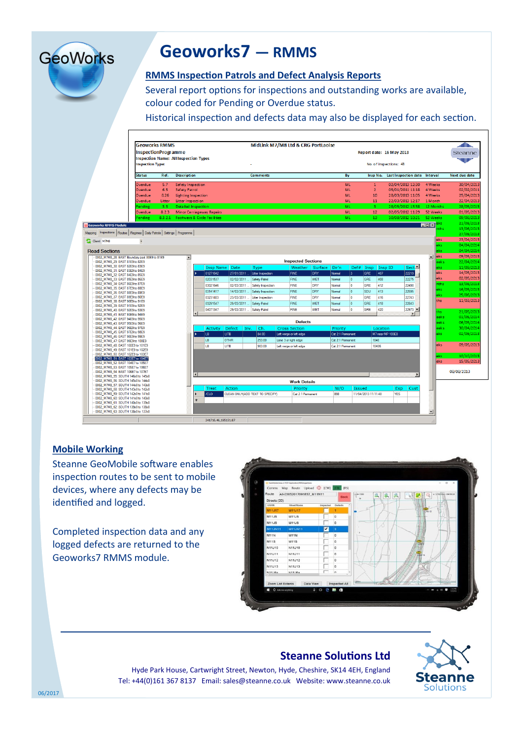# Geoworks7 — RMMS

## RMMS Inspection Patrols and Defect Analysis Reports

Several report options for inspections and outstanding works are available, colour coded for Pending or Overdue status.

Historical inspection and defects data may also be displayed for each section.

## Mobile Working

Steanne GeoMobile software enables inspection routes to be sent to mobile devices, where any defects may be identified and logged.

Completed inspection data and any logged defects are returned to the Geoworks7 RMMS module.

**Steanne Solutions Ltd**

Hyde Park House, Cartwright Street, Newton, Hyde, Cheshire, SK14 4EH, England

Tel: +44(0)161 367 8137 Email: sales@steanne.co.uk Website: www.steanne.co.uk

06/2017